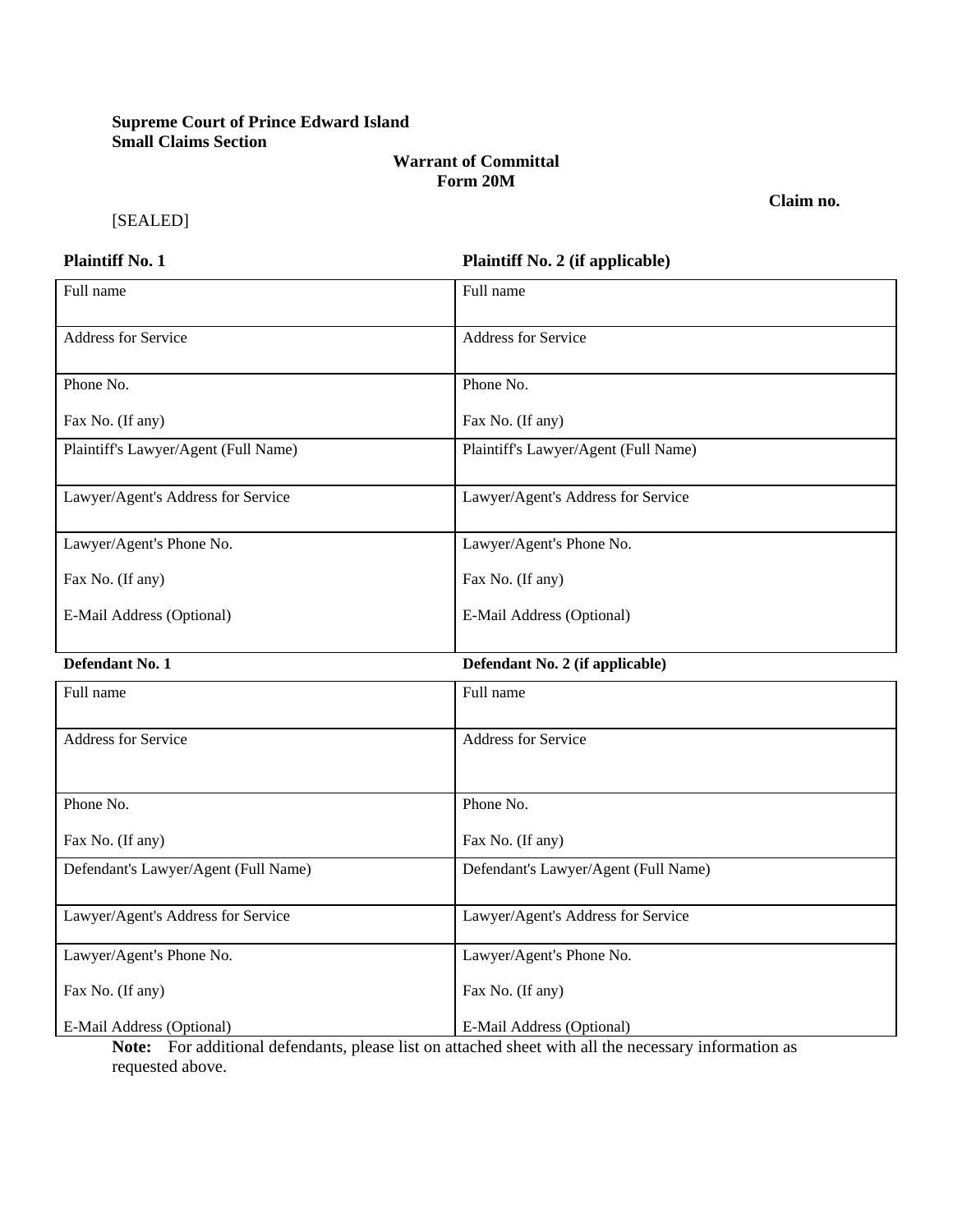**Supreme Court of Prince Edward Island**
**Small Claims Section**

**Warrant of Committal**
**Form 20M**

**Claim no.**

[SEALED]

| **Plaintiff No. 1** | **Plaintiff No. 2 (if applicable)** |
|---|---|
| Full name | Full name |
| Address for Service | Address for Service |
| Phone No.<br><br>Fax No. (If any) | Phone No.<br><br>Fax No. (If any) |
| Plaintiff's Lawyer/Agent (Full Name) | Plaintiff's Lawyer/Agent (Full Name) |
| Lawyer/Agent's Address for Service | Lawyer/Agent's Address for Service |
| Lawyer/Agent's Phone No.<br><br>Fax No. (If any)<br><br>E-Mail Address (Optional) | Lawyer/Agent's Phone No.<br><br>Fax No. (If any)<br><br>E-Mail Address (Optional) |

| **Defendant No. 1** | **Defendant No. 2 (if applicable)** |
|---|---|
| Full name | Full name |
| Address for Service | Address for Service |
| Phone No.<br><br>Fax No. (If any) | Phone No.<br><br>Fax No. (If any) |
| Defendant's Lawyer/Agent (Full Name) | Defendant's Lawyer/Agent (Full Name) |
| Lawyer/Agent's Address for Service | Lawyer/Agent's Address for Service |
| Lawyer/Agent's Phone No.<br><br>Fax No. (If any)<br><br>E-Mail Address (Optional) | Lawyer/Agent's Phone No.<br><br>Fax No. (If any)<br><br>E-Mail Address (Optional) |

**Note:** For additional defendants, please list on attached sheet with all the necessary information as requested above.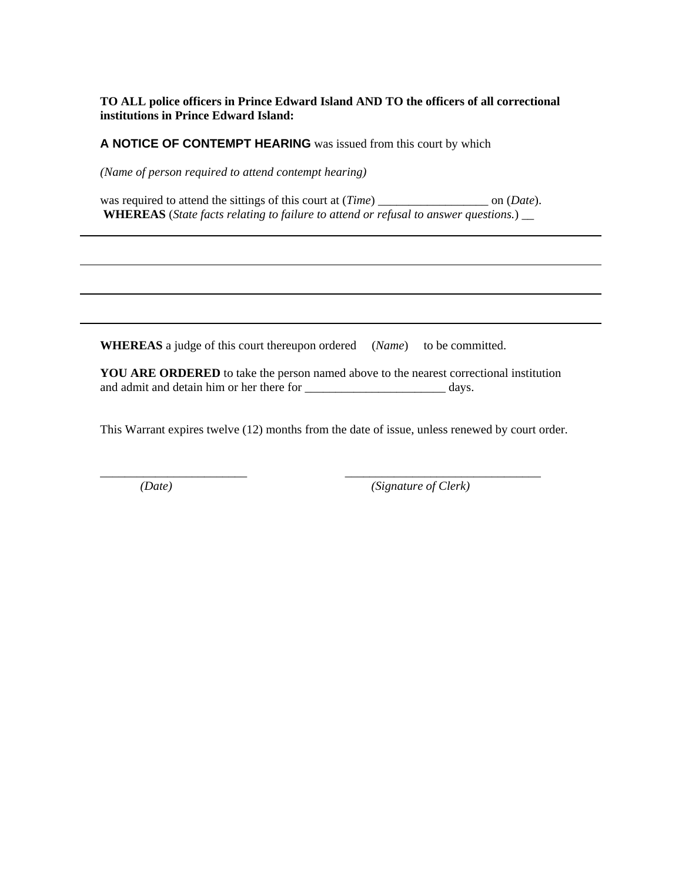**TO ALL police officers in Prince Edward Island AND TO the officers of all correctional institutions in Prince Edward Island:**

**A NOTICE OF CONTEMPT HEARING** was issued from this court by which

*(Name of person required to attend contempt hearing)*

was required to attend the sittings of this court at (*Time*) __________________ on (*Date*).
**WHEREAS** (*State facts relating to failure to attend or refusal to answer questions.*) __

______________________________________________________________________________

______________________________________________________________________________

______________________________________________________________________________

______________________________________________________________________________

**WHEREAS** a judge of this court thereupon ordered (*Name*) to be committed.

**YOU ARE ORDERED** to take the person named above to the nearest correctional institution and admit and detain him or her there for _______________________ days.

This Warrant expires twelve (12) months from the date of issue, unless renewed by court order.

________________________ ________________________________
*(Date)* *(Signature of Clerk)*